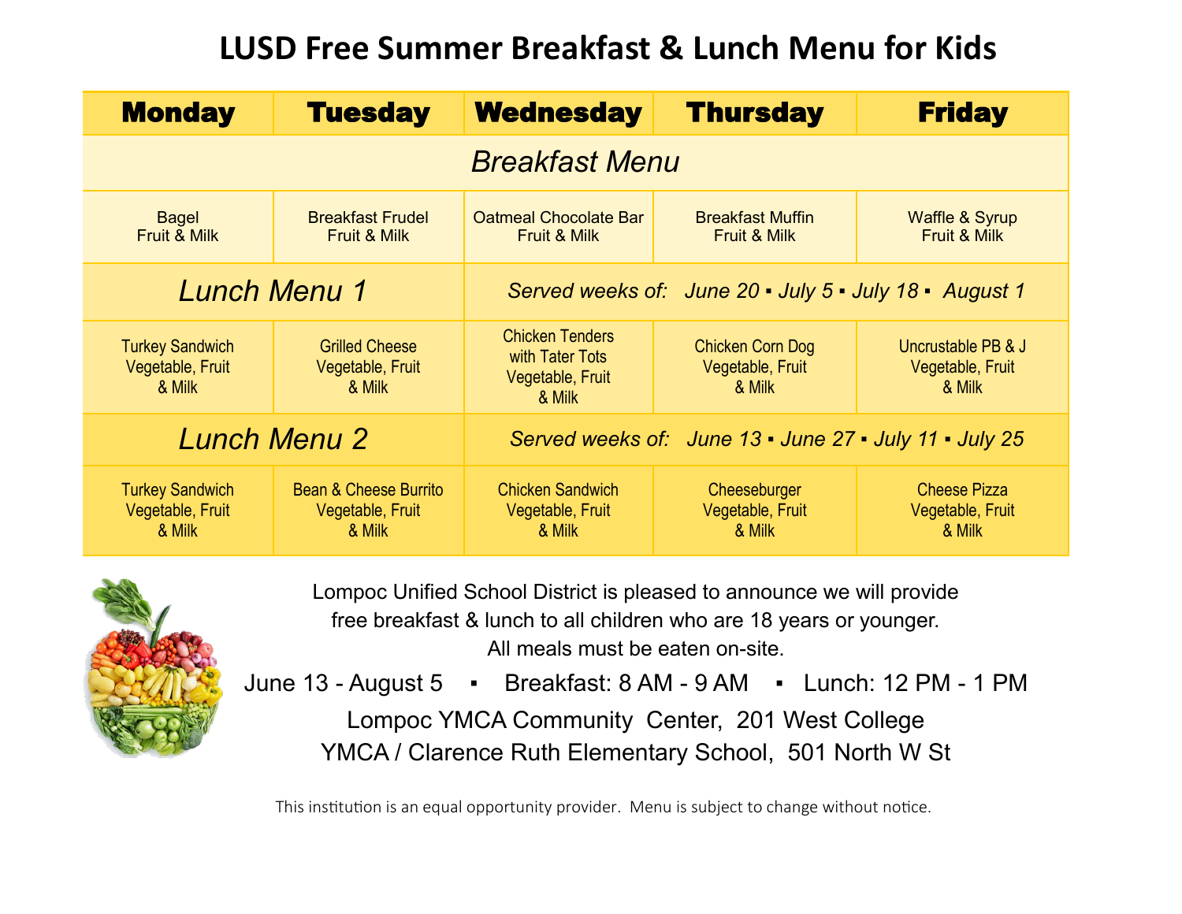# LUSD Free Summer Breakfast & Lunch Menu for Kids

| Monday | Tuesday | Wednesday | Thursday | Friday |
|---|---|---|---|---|
| *Breakfast Menu* | | | | |
| Bagel Fruit & Milk | Breakfast Frudel Fruit & Milk | Oatmeal Chocolate Bar Fruit & Milk | Breakfast Muffin Fruit & Milk | Waffle & Syrup Fruit & Milk |
| *Lunch Menu 1* | | *Served weeks of: June 20 ▪ July 5 ▪ July 18 ▪ August 1* | | |
| Turkey Sandwich Vegetable, Fruit & Milk | Grilled Cheese Vegetable, Fruit & Milk | Chicken Tenders with Tater Tots Vegetable, Fruit & Milk | Chicken Corn Dog Vegetable, Fruit & Milk | Uncrustable PB & J Vegetable, Fruit & Milk |
| *Lunch Menu 2* | | *Served weeks of: June 13 ▪ June 27 ▪ July 11 ▪ July 25* | | |
| Turkey Sandwich Vegetable, Fruit & Milk | Bean & Cheese Burrito Vegetable, Fruit & Milk | Chicken Sandwich Vegetable, Fruit & Milk | Cheeseburger Vegetable, Fruit & Milk | Cheese Pizza Vegetable, Fruit & Milk |

Lompoc Unified School District is pleased to announce we will provide free breakfast & lunch to all children who are 18 years or younger. All meals must be eaten on-site.

June 13 - August 5 ▪ Breakfast: 8 AM - 9 AM ▪ Lunch: 12 PM - 1 PM

Lompoc YMCA Community Center, 201 West College

YMCA / Clarence Ruth Elementary School, 501 North W St

This institution is an equal opportunity provider. Menu is subject to change without notice.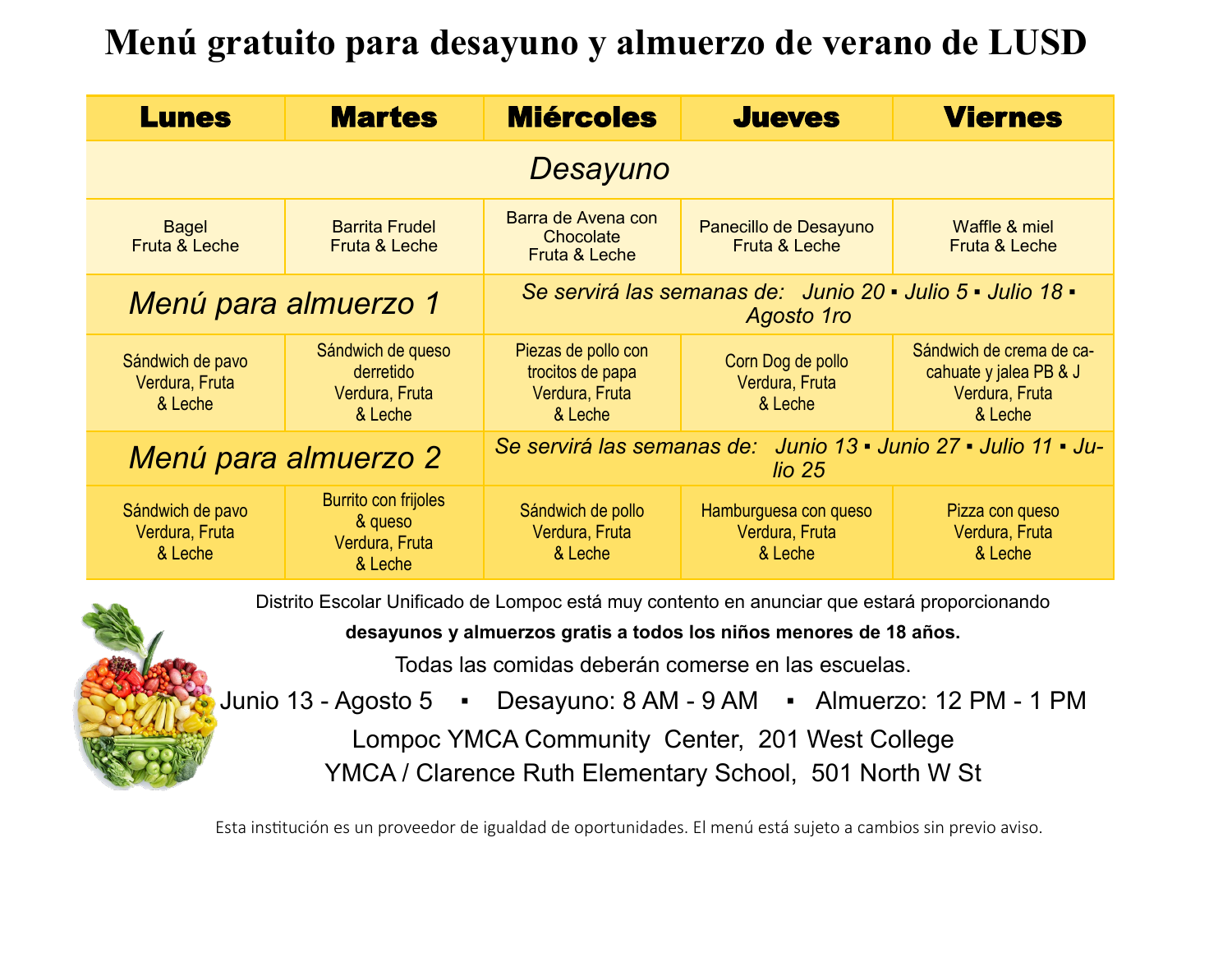# Menú gratuito para desayuno y almuerzo de verano de LUSD

| Lunes | Martes | Miércoles | Jueves | Viernes |
|---|---|---|---|---|
| *Desayuno* | | | | |
| Bagel Fruta & Leche | Barrita Frudel Fruta & Leche | Barra de Avena con Chocolate Fruta & Leche | Panecillo de Desayuno Fruta & Leche | Waffle & miel Fruta & Leche |
| *Menú para almuerzo 1* | | *Se servirá las semanas de: Junio 20 ▪ Julio 5 ▪ Julio 18 ▪ Agosto 1ro* | | |
| Sándwich de pavo Verdura, Fruta & Leche | Sándwich de queso derretido Verdura, Fruta & Leche | Piezas de pollo con trocitos de papa Verdura, Fruta & Leche | Corn Dog de pollo Verdura, Fruta & Leche | Sándwich de crema de cacahuate y jalea PB & J Verdura, Fruta & Leche |
| *Menú para almuerzo 2* | | *Se servirá las semanas de: Junio 13 ▪ Junio 27 ▪ Julio 11 ▪ Julio 25* | | |
| Sándwich de pavo Verdura, Fruta & Leche | Burrito con frijoles & queso Verdura, Fruta & Leche | Sándwich de pollo Verdura, Fruta & Leche | Hamburguesa con queso Verdura, Fruta & Leche | Pizza con queso Verdura, Fruta & Leche |

Distrito Escolar Unificado de Lompoc está muy contento en anunciar que estará proporcionando **desayunos y almuerzos gratis a todos los niños menores de 18 años.**

Todas las comidas deberán comerse en las escuelas.

Junio 13 - Agosto 5 ▪ Desayuno: 8 AM - 9 AM ▪ Almuerzo: 12 PM - 1 PM

Lompoc YMCA Community Center, 201 West College

YMCA / Clarence Ruth Elementary School, 501 North W St

Esta institución es un proveedor de igualdad de oportunidades. El menú está sujeto a cambios sin previo aviso.